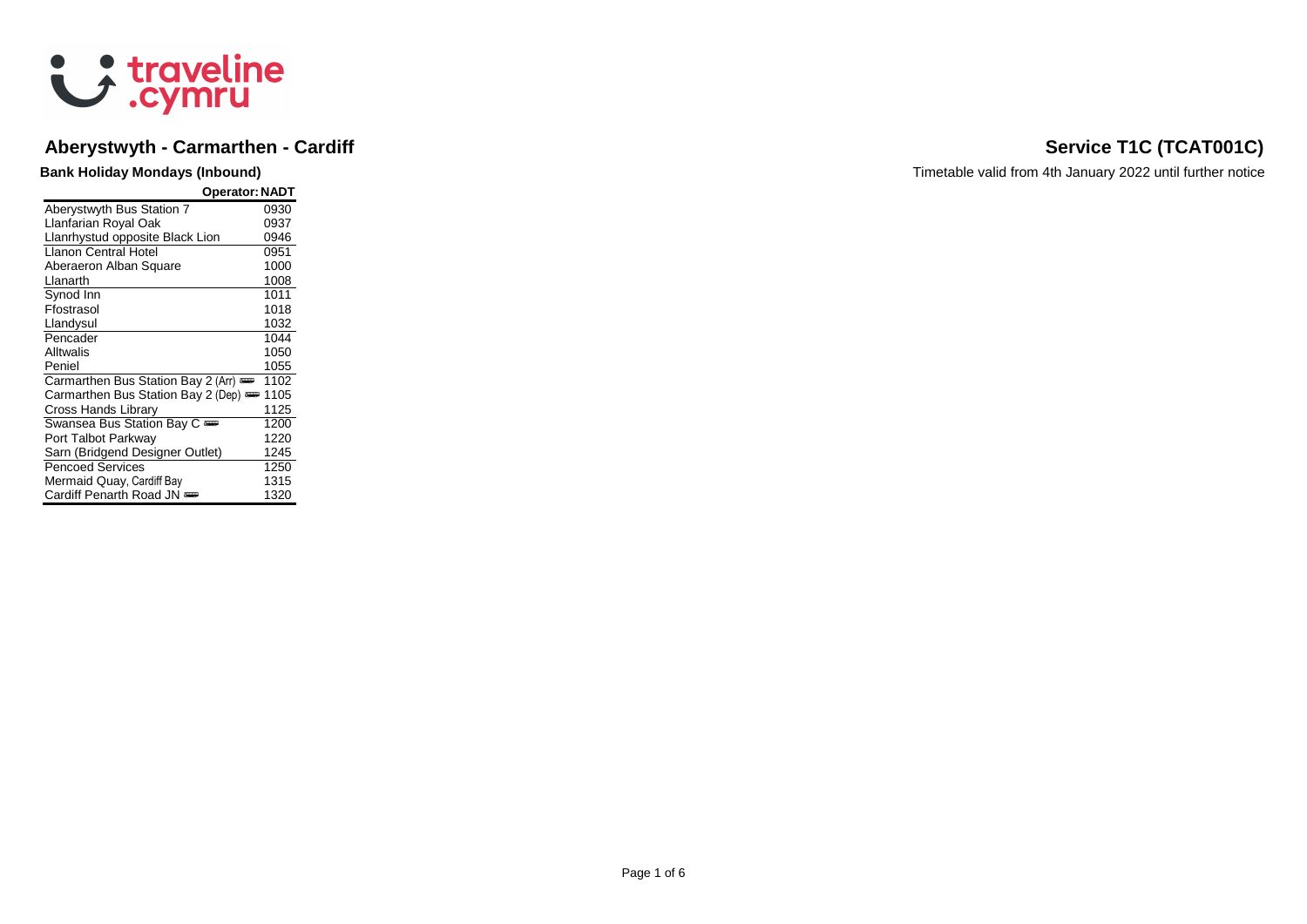traveline.cymru

# Aberystwyth - Carmarthen - Cardiff

## Service T1C (TCAT001C)

**Bank Holiday Mondays (Inbound)**

Timetable valid from 4th January 2022 until further notice

| Operator: | NADT |
|---|---|
| Aberystwyth Bus Station 7 | 0930 |
| Llanfarian Royal Oak | 0937 |
| Llanrhystud opposite Black Lion | 0946 |
| Llanon Central Hotel | 0951 |
| Aberaeron Alban Square | 1000 |
| Llanarth | 1008 |
| Synod Inn | 1011 |
| Ffostrasol | 1018 |
| Llandysul | 1032 |
| Pencader | 1044 |
| Alltwalis | 1050 |
| Peniel | 1055 |
| Carmarthen Bus Station Bay 2 (Arr) | 1102 |
| Carmarthen Bus Station Bay 2 (Dep) | 1105 |
| Cross Hands Library | 1125 |
| Swansea Bus Station Bay C | 1200 |
| Port Talbot Parkway | 1220 |
| Sarn (Bridgend Designer Outlet) | 1245 |
| Pencoed Services | 1250 |
| Mermaid Quay, Cardiff Bay | 1315 |
| Cardiff Penarth Road JN | 1320 |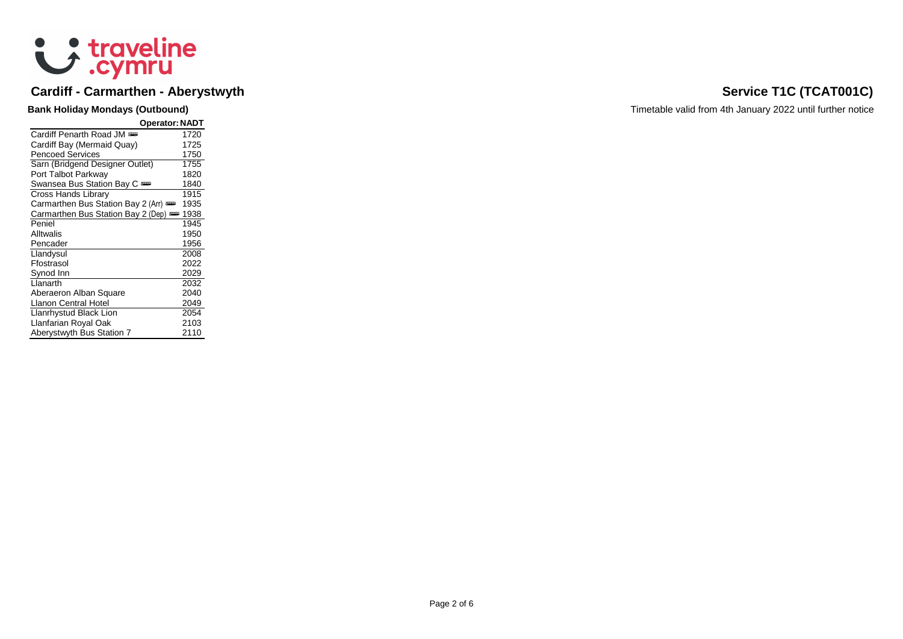traveline.cymru

# Cardiff - Carmarthen - Aberystwyth

# Service T1C (TCAT001C)

**Bank Holiday Mondays (Outbound)**

Timetable valid from 4th January 2022 until further notice

| Operator: | NADT |
|---|---|
| Cardiff Penarth Road JM 🚌 | 1720 |
| Cardiff Bay (Mermaid Quay) | 1725 |
| Pencoed Services | 1750 |
| Sarn (Bridgend Designer Outlet) | 1755 |
| Port Talbot Parkway | 1820 |
| Swansea Bus Station Bay C 🚌 | 1840 |
| Cross Hands Library | 1915 |
| Carmarthen Bus Station Bay 2 (Arr) 🚌 | 1935 |
| Carmarthen Bus Station Bay 2 (Dep) 🚌 | 1938 |
| Peniel | 1945 |
| Alltwalis | 1950 |
| Pencader | 1956 |
| Llandysul | 2008 |
| Ffostrasol | 2022 |
| Synod Inn | 2029 |
| Llanarth | 2032 |
| Aberaeron Alban Square | 2040 |
| Llanon Central Hotel | 2049 |
| Llanrhystud Black Lion | 2054 |
| Llanfarian Royal Oak | 2103 |
| Aberystwyth Bus Station 7 | 2110 |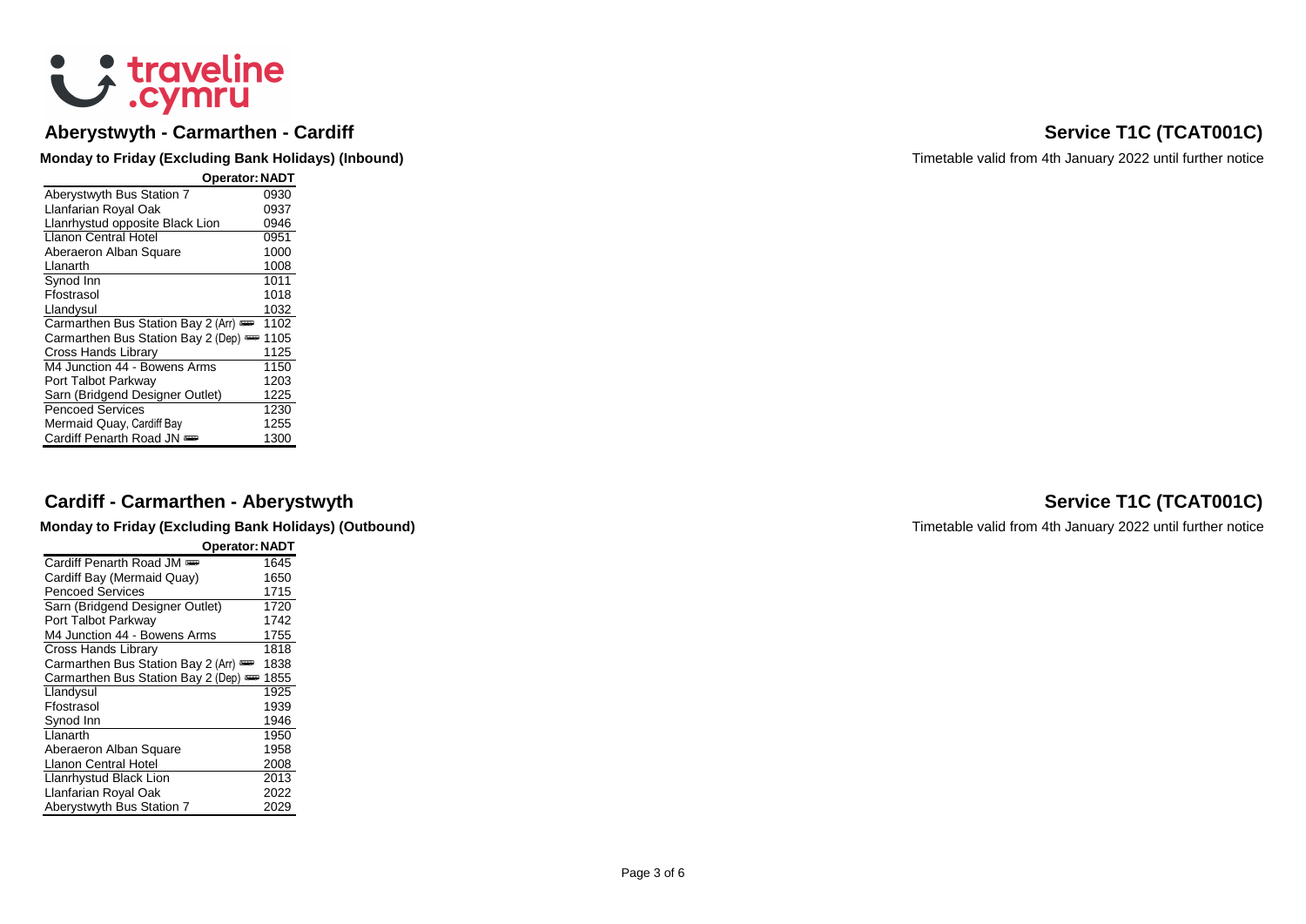traveline .cymru

## Aberystwyth - Carmarthen - Cardiff

## Service T1C (TCAT001C)

**Monday to Friday (Excluding Bank Holidays) (Inbound)**

Timetable valid from 4th January 2022 until further notice

| Operator: | NADT |
|---|---|
| Aberystwyth Bus Station 7 | 0930 |
| Llanfarian Royal Oak | 0937 |
| Llanrhystud opposite Black Lion | 0946 |
| Llanon Central Hotel | 0951 |
| Aberaeron Alban Square | 1000 |
| Llanarth | 1008 |
| Synod Inn | 1011 |
| Ffostrasol | 1018 |
| Llandysul | 1032 |
| Carmarthen Bus Station Bay 2 (Arr) | 1102 |
| Carmarthen Bus Station Bay 2 (Dep) | 1105 |
| Cross Hands Library | 1125 |
| M4 Junction 44 - Bowens Arms | 1150 |
| Port Talbot Parkway | 1203 |
| Sarn (Bridgend Designer Outlet) | 1225 |
| Pencoed Services | 1230 |
| Mermaid Quay, Cardiff Bay | 1255 |
| Cardiff Penarth Road JN | 1300 |

## Cardiff - Carmarthen - Aberystwyth

## Service T1C (TCAT001C)

**Monday to Friday (Excluding Bank Holidays) (Outbound)**

Timetable valid from 4th January 2022 until further notice

| Operator: | NADT |
|---|---|
| Cardiff Penarth Road JM | 1645 |
| Cardiff Bay (Mermaid Quay) | 1650 |
| Pencoed Services | 1715 |
| Sarn (Bridgend Designer Outlet) | 1720 |
| Port Talbot Parkway | 1742 |
| M4 Junction 44 - Bowens Arms | 1755 |
| Cross Hands Library | 1818 |
| Carmarthen Bus Station Bay 2 (Arr) | 1838 |
| Carmarthen Bus Station Bay 2 (Dep) | 1855 |
| Llandysul | 1925 |
| Ffostrasol | 1939 |
| Synod Inn | 1946 |
| Llanarth | 1950 |
| Aberaeron Alban Square | 1958 |
| Llanon Central Hotel | 2008 |
| Llanrhystud Black Lion | 2013 |
| Llanfarian Royal Oak | 2022 |
| Aberystwyth Bus Station 7 | 2029 |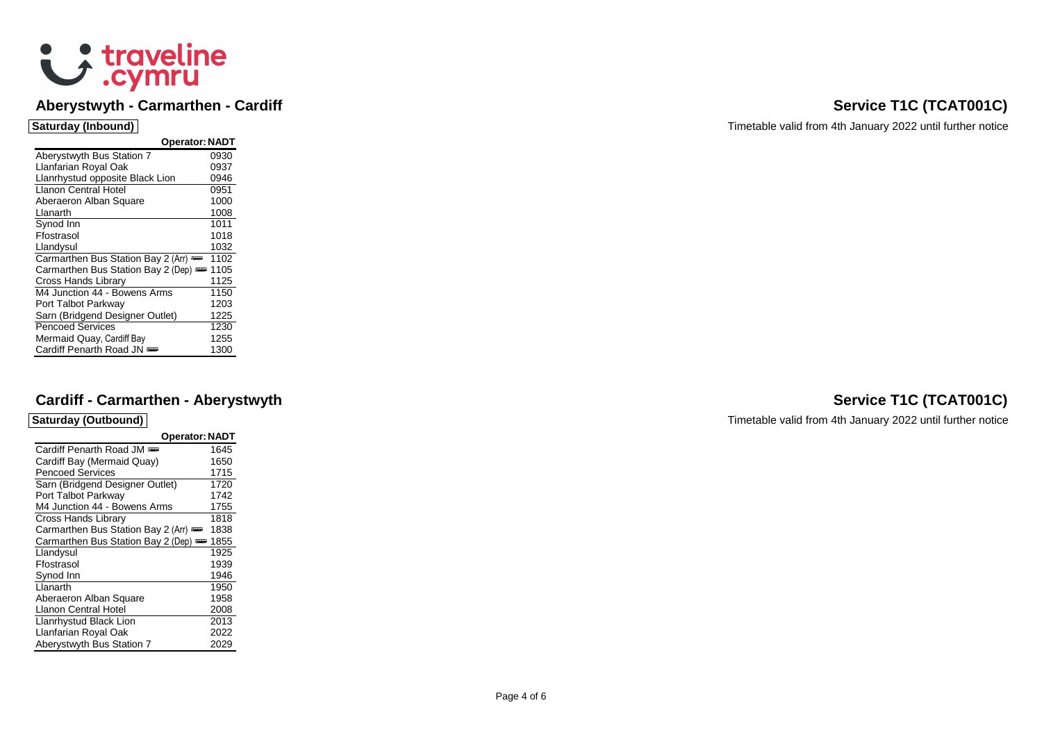traveline.cymru

## Aberystwyth - Carmarthen - Cardiff

## Service T1C (TCAT001C)

**Saturday (Inbound)**

Timetable valid from 4th January 2022 until further notice

| Operator: | NADT |
|---|---|
| Aberystwyth Bus Station 7 | 0930 |
| Llanfarian Royal Oak | 0937 |
| Llanrhystud opposite Black Lion | 0946 |
| Llanon Central Hotel | 0951 |
| Aberaeron Alban Square | 1000 |
| Llanarth | 1008 |
| Synod Inn | 1011 |
| Ffostrasol | 1018 |
| Llandysul | 1032 |
| Carmarthen Bus Station Bay 2 (Arr) | 1102 |
| Carmarthen Bus Station Bay 2 (Dep) | 1105 |
| Cross Hands Library | 1125 |
| M4 Junction 44 - Bowens Arms | 1150 |
| Port Talbot Parkway | 1203 |
| Sarn (Bridgend Designer Outlet) | 1225 |
| Pencoed Services | 1230 |
| Mermaid Quay, Cardiff Bay | 1255 |
| Cardiff Penarth Road JN | 1300 |

## Cardiff - Carmarthen - Aberystwyth

## Service T1C (TCAT001C)

**Saturday (Outbound)**

Timetable valid from 4th January 2022 until further notice

| Operator: | NADT |
|---|---|
| Cardiff Penarth Road JM | 1645 |
| Cardiff Bay (Mermaid Quay) | 1650 |
| Pencoed Services | 1715 |
| Sarn (Bridgend Designer Outlet) | 1720 |
| Port Talbot Parkway | 1742 |
| M4 Junction 44 - Bowens Arms | 1755 |
| Cross Hands Library | 1818 |
| Carmarthen Bus Station Bay 2 (Arr) | 1838 |
| Carmarthen Bus Station Bay 2 (Dep) | 1855 |
| Llandysul | 1925 |
| Ffostrasol | 1939 |
| Synod Inn | 1946 |
| Llanarth | 1950 |
| Aberaeron Alban Square | 1958 |
| Llanon Central Hotel | 2008 |
| Llanrhystud Black Lion | 2013 |
| Llanfarian Royal Oak | 2022 |
| Aberystwyth Bus Station 7 | 2029 |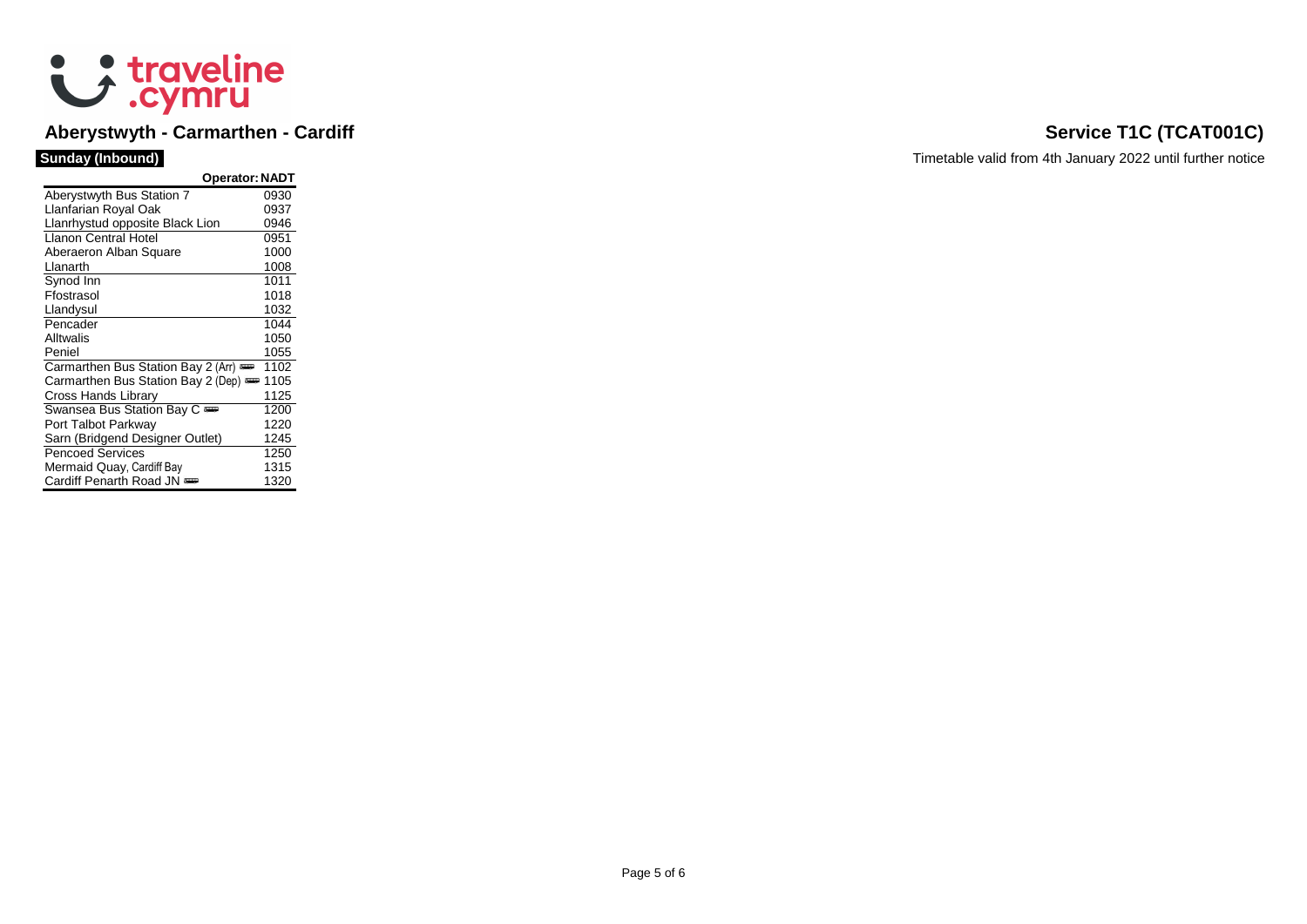traveline.cymru

## Aberystwyth - Carmarthen - Cardiff

## Service T1C (TCAT001C)

**Sunday (Inbound)**

Timetable valid from 4th January 2022 until further notice

| Operator: | NADT |
|---|---|
| Aberystwyth Bus Station 7 | 0930 |
| Llanfarian Royal Oak | 0937 |
| Llanrhystud opposite Black Lion | 0946 |
| Llanon Central Hotel | 0951 |
| Aberaeron Alban Square | 1000 |
| Llanarth | 1008 |
| Synod Inn | 1011 |
| Ffostrasol | 1018 |
| Llandysul | 1032 |
| Pencader | 1044 |
| Alltwalis | 1050 |
| Peniel | 1055 |
| Carmarthen Bus Station Bay 2 (Arr) | 1102 |
| Carmarthen Bus Station Bay 2 (Dep) | 1105 |
| Cross Hands Library | 1125 |
| Swansea Bus Station Bay C | 1200 |
| Port Talbot Parkway | 1220 |
| Sarn (Bridgend Designer Outlet) | 1245 |
| Pencoed Services | 1250 |
| Mermaid Quay, Cardiff Bay | 1315 |
| Cardiff Penarth Road JN | 1320 |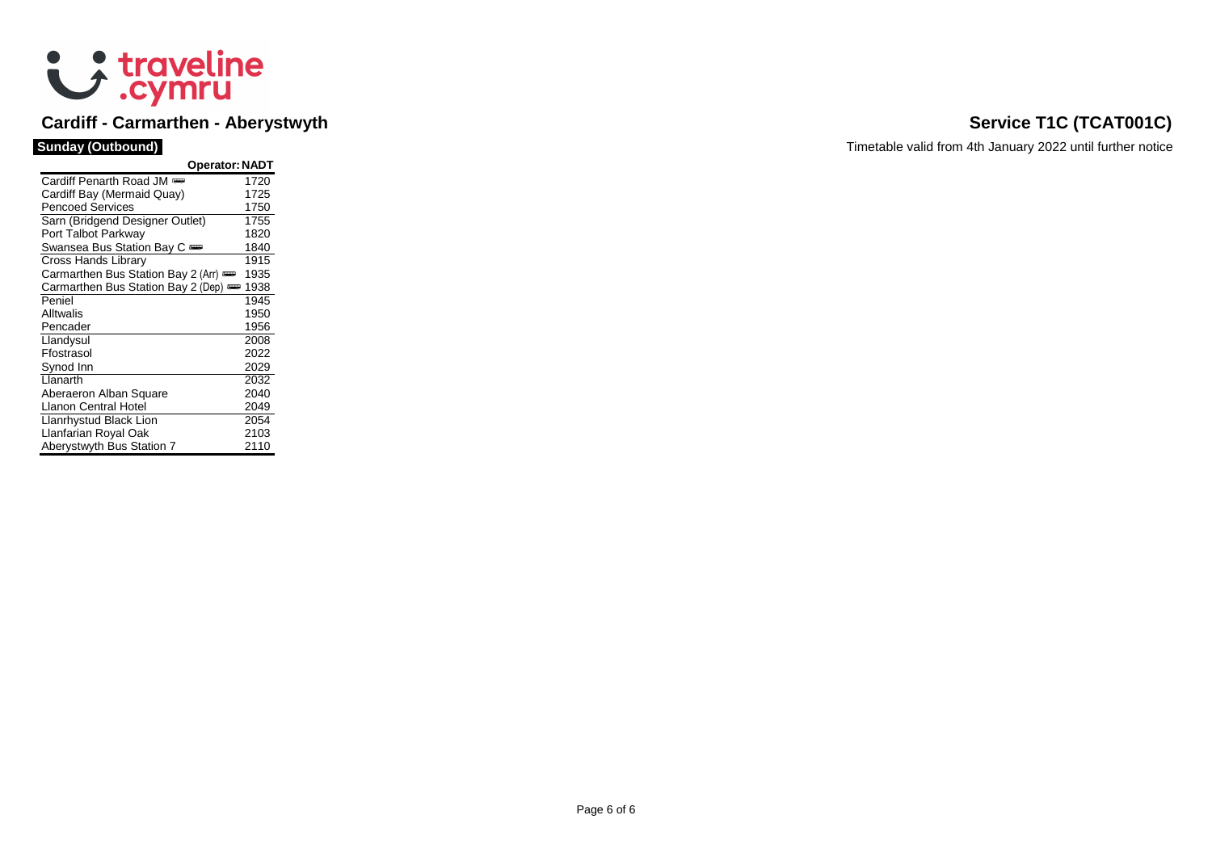traveline.cymru

# Cardiff - Carmarthen - Aberystwyth

## Service T1C (TCAT001C)

**Sunday (Outbound)**

Timetable valid from 4th January 2022 until further notice

| Operator: | NADT |
|---|---|
| Cardiff Penarth Road JM 🚌 | 1720 |
| Cardiff Bay (Mermaid Quay) | 1725 |
| Pencoed Services | 1750 |
| Sarn (Bridgend Designer Outlet) | 1755 |
| Port Talbot Parkway | 1820 |
| Swansea Bus Station Bay C 🚌 | 1840 |
| Cross Hands Library | 1915 |
| Carmarthen Bus Station Bay 2 (Arr) 🚌 | 1935 |
| Carmarthen Bus Station Bay 2 (Dep) 🚌 | 1938 |
| Peniel | 1945 |
| Alltwalis | 1950 |
| Pencader | 1956 |
| Llandysul | 2008 |
| Ffostrasol | 2022 |
| Synod Inn | 2029 |
| Llanarth | 2032 |
| Aberaeron Alban Square | 2040 |
| Llanon Central Hotel | 2049 |
| Llanrhystud Black Lion | 2054 |
| Llanfarian Royal Oak | 2103 |
| Aberystwyth Bus Station 7 | 2110 |